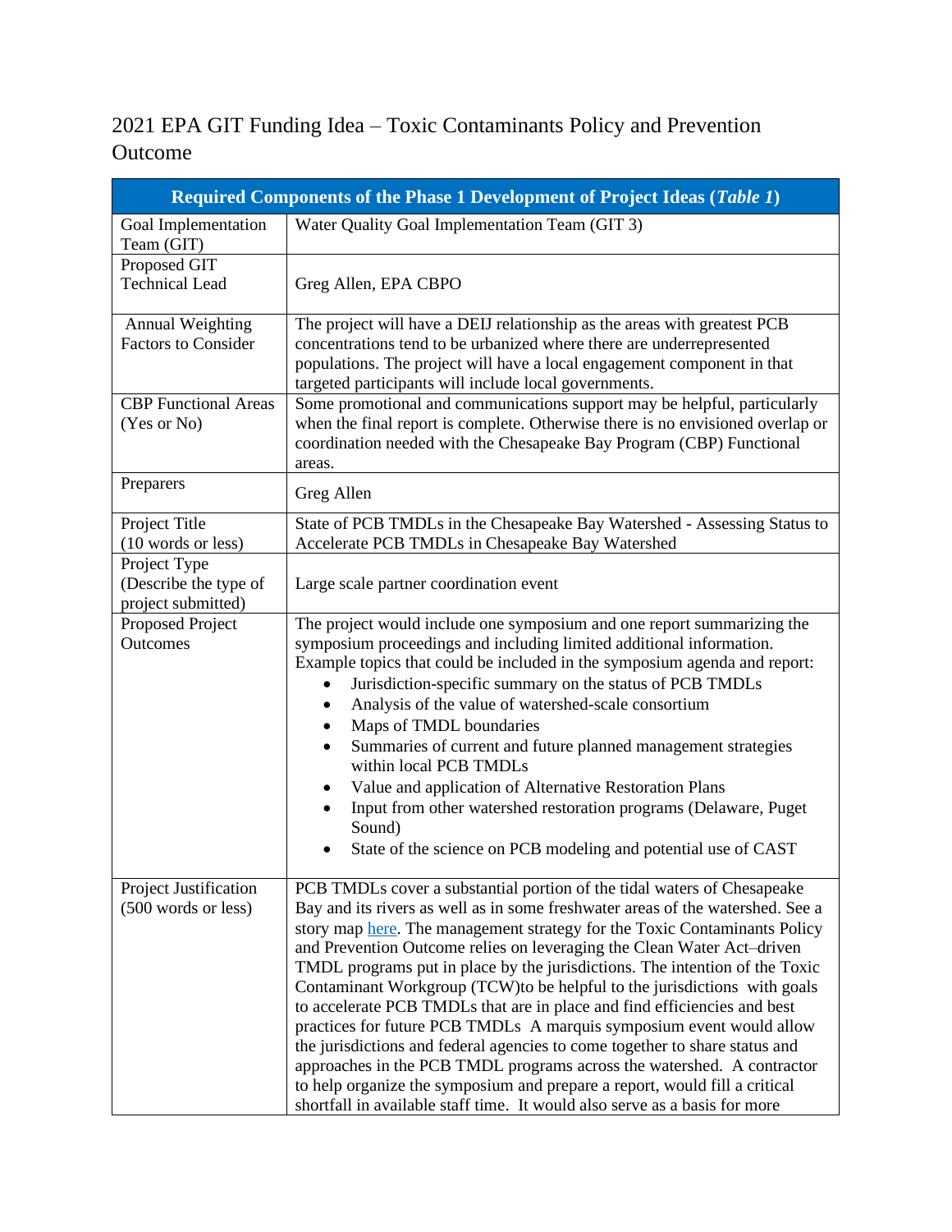# 2021 EPA GIT Funding Idea – Toxic Contaminants Policy and Prevention Outcome

| **Required Components of the Phase 1 Development of Project Ideas (*Table 1*)** | |
|---|---|
| Goal Implementation Team (GIT) | Water Quality Goal Implementation Team (GIT 3) |
| Proposed GIT Technical Lead | Greg Allen, EPA CBPO |
| Annual Weighting Factors to Consider | The project will have a DEIJ relationship as the areas with greatest PCB concentrations tend to be urbanized where there are underrepresented populations. The project will have a local engagement component in that targeted participants will include local governments. |
| CBP Functional Areas (Yes or No) | Some promotional and communications support may be helpful, particularly when the final report is complete. Otherwise there is no envisioned overlap or coordination needed with the Chesapeake Bay Program (CBP) Functional areas. |
| Preparers | Greg Allen |
| Project Title (10 words or less) | State of PCB TMDLs in the Chesapeake Bay Watershed - Assessing Status to Accelerate PCB TMDLs in Chesapeake Bay Watershed |
| Project Type (Describe the type of project submitted) | Large scale partner coordination event |
| Proposed Project Outcomes | The project would include one symposium and one report summarizing the symposium proceedings and including limited additional information. Example topics that could be included in the symposium agenda and report:<br>• Jurisdiction-specific summary on the status of PCB TMDLs<br>• Analysis of the value of watershed-scale consortium<br>• Maps of TMDL boundaries<br>• Summaries of current and future planned management strategies within local PCB TMDLs<br>• Value and application of Alternative Restoration Plans<br>• Input from other watershed restoration programs (Delaware, Puget Sound)<br>• State of the science on PCB modeling and potential use of CAST |
| Project Justification (500 words or less) | PCB TMDLs cover a substantial portion of the tidal waters of Chesapeake Bay and its rivers as well as in some freshwater areas of the watershed. See a story map here. The management strategy for the Toxic Contaminants Policy and Prevention Outcome relies on leveraging the Clean Water Act–driven TMDL programs put in place by the jurisdictions. The intention of the Toxic Contaminant Workgroup (TCW)to be helpful to the jurisdictions with goals to accelerate PCB TMDLs that are in place and find efficiencies and best practices for future PCB TMDLs A marquis symposium event would allow the jurisdictions and federal agencies to come together to share status and approaches in the PCB TMDL programs across the watershed. A contractor to help organize the symposium and prepare a report, would fill a critical shortfall in available staff time. It would also serve as a basis for more |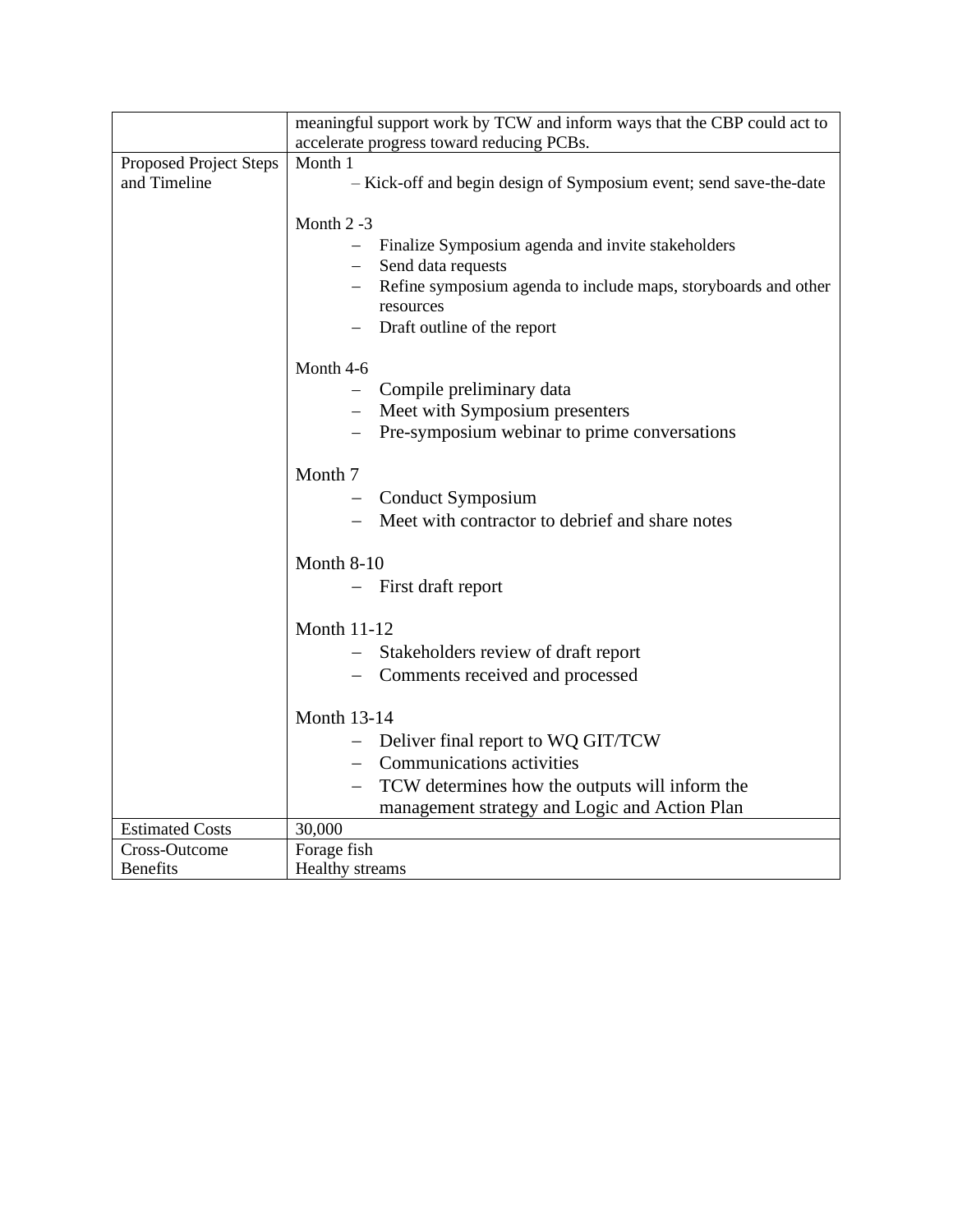| | |
|---|---|
| | meaningful support work by TCW and inform ways that the CBP could act to accelerate progress toward reducing PCBs. |
| Proposed Project Steps and Timeline | Month 1<br>– Kick-off and begin design of Symposium event; send save-the-date<br><br>Month 2 -3<br>– Finalize Symposium agenda and invite stakeholders<br>– Send data requests<br>– Refine symposium agenda to include maps, storyboards and other resources<br>– Draft outline of the report<br><br>Month 4-6<br>– Compile preliminary data<br>– Meet with Symposium presenters<br>– Pre-symposium webinar to prime conversations<br><br>Month 7<br>– Conduct Symposium<br>– Meet with contractor to debrief and share notes<br><br>Month 8-10<br>– First draft report<br><br>Month 11-12<br>– Stakeholders review of draft report<br>– Comments received and processed<br><br>Month 13-14<br>– Deliver final report to WQ GIT/TCW<br>– Communications activities<br>– TCW determines how the outputs will inform the management strategy and Logic and Action Plan |
| Estimated Costs | 30,000 |
| Cross-Outcome Benefits | Forage fish<br>Healthy streams |